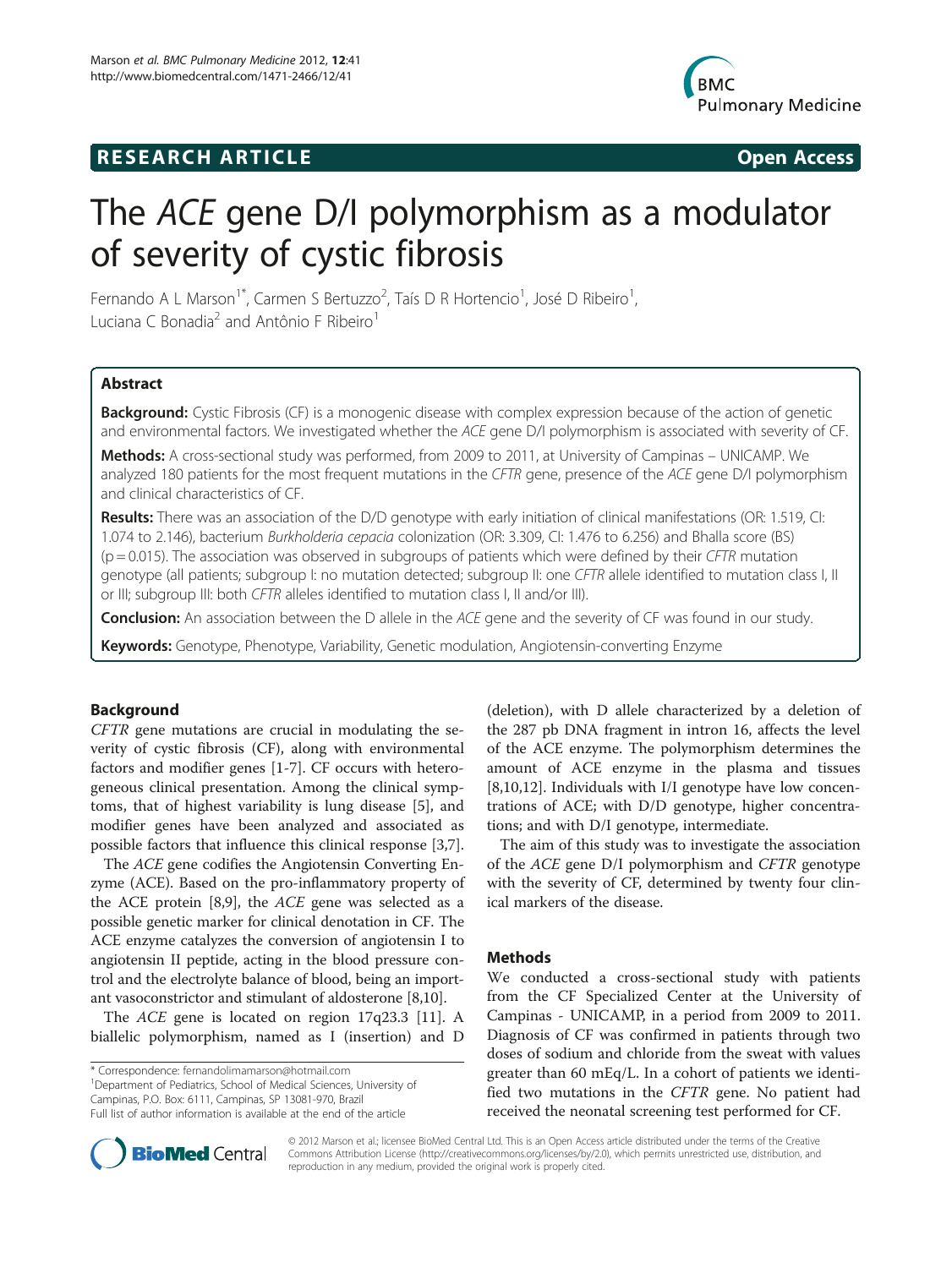**RESEARCH ARTICLE** **Open Access**

# The *ACE* gene D/I polymorphism as a modulator of severity of cystic fibrosis

Fernando A L Marson[1*], Carmen S Bertuzzo[2], Taís D R Hortencio[1], José D Ribeiro[1], Luciana C Bonadia[2] and Antônio F Ribeiro[1]

## Abstract

**Background:** Cystic Fibrosis (CF) is a monogenic disease with complex expression because of the action of genetic and environmental factors. We investigated whether the *ACE* gene D/I polymorphism is associated with severity of CF.

**Methods:** A cross-sectional study was performed, from 2009 to 2011, at University of Campinas – UNICAMP. We analyzed 180 patients for the most frequent mutations in the *CFTR* gene, presence of the *ACE* gene D/I polymorphism and clinical characteristics of CF.

**Results:** There was an association of the D/D genotype with early initiation of clinical manifestations (OR: 1.519, CI: 1.074 to 2.146), bacterium *Burkholderia cepacia* colonization (OR: 3.309, CI: 1.476 to 6.256) and Bhalla score (BS) ($p = 0.015$). The association was observed in subgroups of patients which were defined by their *CFTR* mutation genotype (all patients; subgroup I: no mutation detected; subgroup II: one *CFTR* allele identified to mutation class I, II or III; subgroup III: both *CFTR* alleles identified to mutation class I, II and/or III).

**Conclusion:** An association between the D allele in the *ACE* gene and the severity of CF was found in our study.

**Keywords:** Genotype, Phenotype, Variability, Genetic modulation, Angiotensin-converting Enzyme

## Background

*CFTR* gene mutations are crucial in modulating the severity of cystic fibrosis (CF), along with environmental factors and modifier genes [1-7]. CF occurs with heterogeneous clinical presentation. Among the clinical symptoms, that of highest variability is lung disease [5], and modifier genes have been analyzed and associated as possible factors that influence this clinical response [3,7].

The *ACE* gene codifies the Angiotensin Converting Enzyme (ACE). Based on the pro-inflammatory property of the ACE protein [8,9], the *ACE* gene was selected as a possible genetic marker for clinical denotation in CF. The ACE enzyme catalyzes the conversion of angiotensin I to angiotensin II peptide, acting in the blood pressure control and the electrolyte balance of blood, being an important vasoconstrictor and stimulant of aldosterone [8,10].

The *ACE* gene is located on region 17q23.3 [11]. A biallelic polymorphism, named as I (insertion) and D (deletion), with D allele characterized by a deletion of the 287 pb DNA fragment in intron 16, affects the level of the ACE enzyme. The polymorphism determines the amount of ACE enzyme in the plasma and tissues [8,10,12]. Individuals with I/I genotype have low concentrations of ACE; with D/D genotype, higher concentrations; and with D/I genotype, intermediate.

The aim of this study was to investigate the association of the *ACE* gene D/I polymorphism and *CFTR* genotype with the severity of CF, determined by twenty four clinical markers of the disease.

## Methods

We conducted a cross-sectional study with patients from the CF Specialized Center at the University of Campinas - UNICAMP, in a period from 2009 to 2011. Diagnosis of CF was confirmed in patients through two doses of sodium and chloride from the sweat with values greater than 60 mEq/L. In a cohort of patients we identified two mutations in the *CFTR* gene. No patient had received the neonatal screening test performed for CF.

\* Correspondence: fernandolimamarson@hotmail.com
[1]Department of Pediatrics, School of Medical Sciences, University of Campinas, P.O. Box: 6111, Campinas, SP 13081-970, Brazil
Full list of author information is available at the end of the article

© 2012 Marson et al.; licensee BioMed Central Ltd. This is an Open Access article distributed under the terms of the Creative Commons Attribution License (http://creativecommons.org/licenses/by/2.0), which permits unrestricted use, distribution, and reproduction in any medium, provided the original work is properly cited.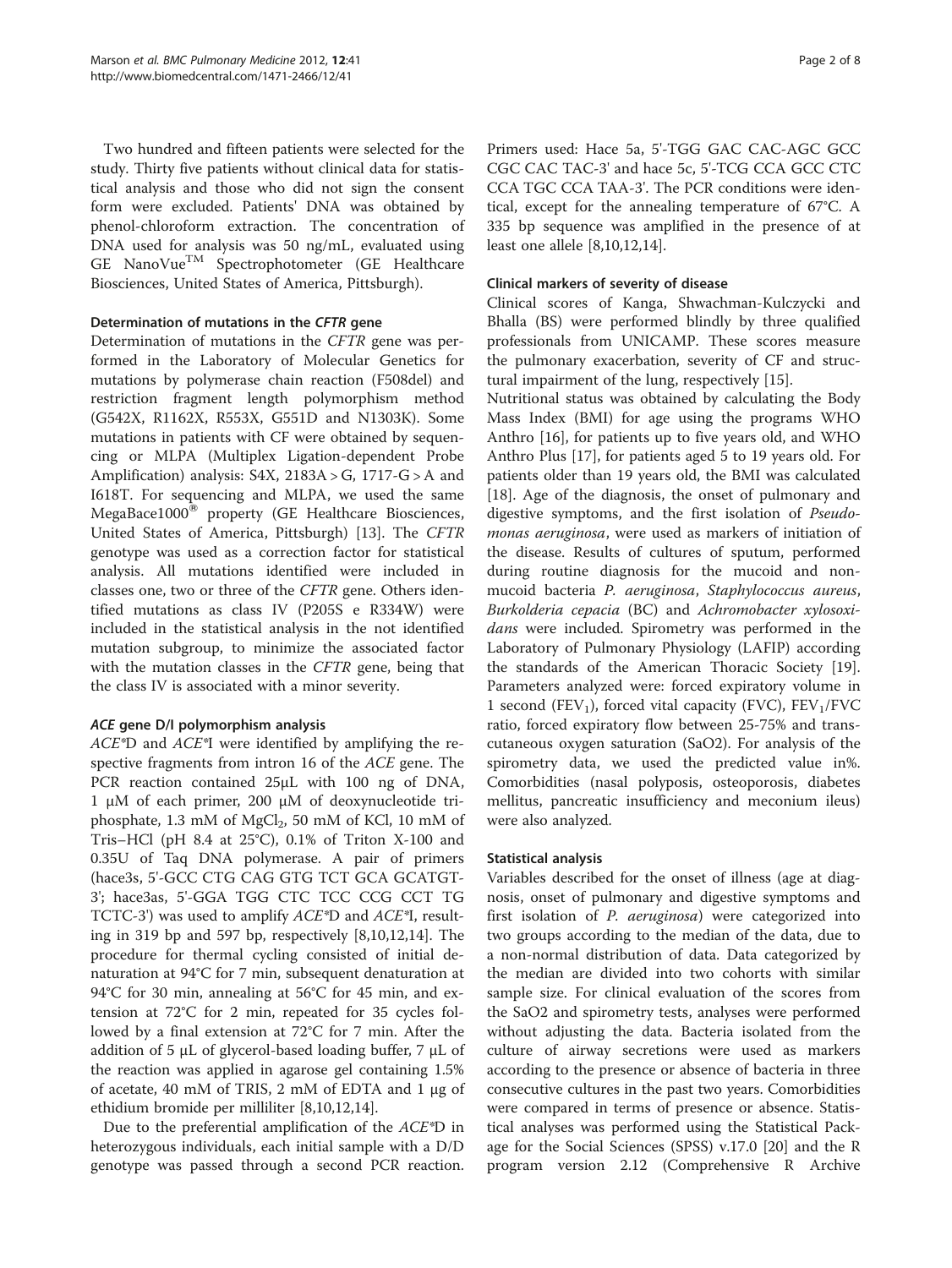Two hundred and fifteen patients were selected for the study. Thirty five patients without clinical data for statistical analysis and those who did not sign the consent form were excluded. Patients' DNA was obtained by phenol-chloroform extraction. The concentration of DNA used for analysis was 50 ng/mL, evaluated using GE NanoVue™ Spectrophotometer (GE Healthcare Biosciences, United States of America, Pittsburgh).

### Determination of mutations in the *CFTR* gene

Determination of mutations in the *CFTR* gene was performed in the Laboratory of Molecular Genetics for mutations by polymerase chain reaction (F508del) and restriction fragment length polymorphism method (G542X, R1162X, R553X, G551D and N1303K). Some mutations in patients with CF were obtained by sequencing or MLPA (Multiplex Ligation-dependent Probe Amplification) analysis: S4X, 2183A > G, 1717-G > A and I618T. For sequencing and MLPA, we used the same MegaBace1000® property (GE Healthcare Biosciences, United States of America, Pittsburgh) [13]. The *CFTR* genotype was used as a correction factor for statistical analysis. All mutations identified were included in classes one, two or three of the *CFTR* gene. Others identified mutations as class IV (P205S e R334W) were included in the statistical analysis in the not identified mutation subgroup, to minimize the associated factor with the mutation classes in the *CFTR* gene, being that the class IV is associated with a minor severity.

### *ACE* gene D/I polymorphism analysis

*ACE*\*D and *ACE*\*I were identified by amplifying the respective fragments from intron 16 of the *ACE* gene. The PCR reaction contained 25μL with 100 ng of DNA, 1 μM of each primer, 200 μM of deoxynucleotide triphosphate, 1.3 mM of $MgCl_2$, 50 mM of KCl, 10 mM of Tris–HCl (pH 8.4 at 25°C), 0.1% of Triton X-100 and 0.35U of Taq DNA polymerase. A pair of primers (hace3s, 5'-GCC CTG CAG GTG TCT GCA GCATGT-3'; hace3as, 5'-GGA TGG CTC TCC CCG CCT TG TCTC-3') was used to amplify *ACE*\*D and *ACE*\*I, resulting in 319 bp and 597 bp, respectively [8,10,12,14]. The procedure for thermal cycling consisted of initial denaturation at 94°C for 7 min, subsequent denaturation at 94°C for 30 min, annealing at 56°C for 45 min, and extension at 72°C for 2 min, repeated for 35 cycles followed by a final extension at 72°C for 7 min. After the addition of 5 μL of glycerol-based loading buffer, 7 μL of the reaction was applied in agarose gel containing 1.5% of acetate, 40 mM of TRIS, 2 mM of EDTA and 1 μg of ethidium bromide per milliliter [8,10,12,14].

Due to the preferential amplification of the *ACE*\*D in heterozygous individuals, each initial sample with a D/D genotype was passed through a second PCR reaction. Primers used: Hace 5a, 5'-TGG GAC CAC-AGC GCC CGC CAC TAC-3' and hace 5c, 5'-TCG CCA GCC CTC CCA TGC CCA TAA-3'. The PCR conditions were identical, except for the annealing temperature of 67°C. A 335 bp sequence was amplified in the presence of at least one allele [8,10,12,14].

### Clinical markers of severity of disease

Clinical scores of Kanga, Shwachman-Kulczycki and Bhalla (BS) were performed blindly by three qualified professionals from UNICAMP. These scores measure the pulmonary exacerbation, severity of CF and structural impairment of the lung, respectively [15].

Nutritional status was obtained by calculating the Body Mass Index (BMI) for age using the programs WHO Anthro [16], for patients up to five years old, and WHO Anthro Plus [17], for patients aged 5 to 19 years old. For patients older than 19 years old, the BMI was calculated [18]. Age of the diagnosis, the onset of pulmonary and digestive symptoms, and the first isolation of *Pseudomonas aeruginosa*, were used as markers of initiation of the disease. Results of cultures of sputum, performed during routine diagnosis for the mucoid and non-mucoid bacteria *P. aeruginosa*, *Staphylococcus aureus*, *Burkolderia cepacia* (BC) and *Achromobacter xylosoxidans* were included. Spirometry was performed in the Laboratory of Pulmonary Physiology (LAFIP) according the standards of the American Thoracic Society [19]. Parameters analyzed were: forced expiratory volume in 1 second ($FEV_1$), forced vital capacity (FVC), $FEV_1$/FVC ratio, forced expiratory flow between 25-75% and transcutaneous oxygen saturation (SaO2). For analysis of the spirometry data, we used the predicted value in%. Comorbidities (nasal polyposis, osteoporosis, diabetes mellitus, pancreatic insufficiency and meconium ileus) were also analyzed.

### Statistical analysis

Variables described for the onset of illness (age at diagnosis, onset of pulmonary and digestive symptoms and first isolation of *P. aeruginosa*) were categorized into two groups according to the median of the data, due to a non-normal distribution of data. Data categorized by the median are divided into two cohorts with similar sample size. For clinical evaluation of the scores from the SaO2 and spirometry tests, analyses were performed without adjusting the data. Bacteria isolated from the culture of airway secretions were used as markers according to the presence or absence of bacteria in three consecutive cultures in the past two years. Comorbidities were compared in terms of presence or absence. Statistical analyses was performed using the Statistical Package for the Social Sciences (SPSS) v.17.0 [20] and the R program version 2.12 (Comprehensive R Archive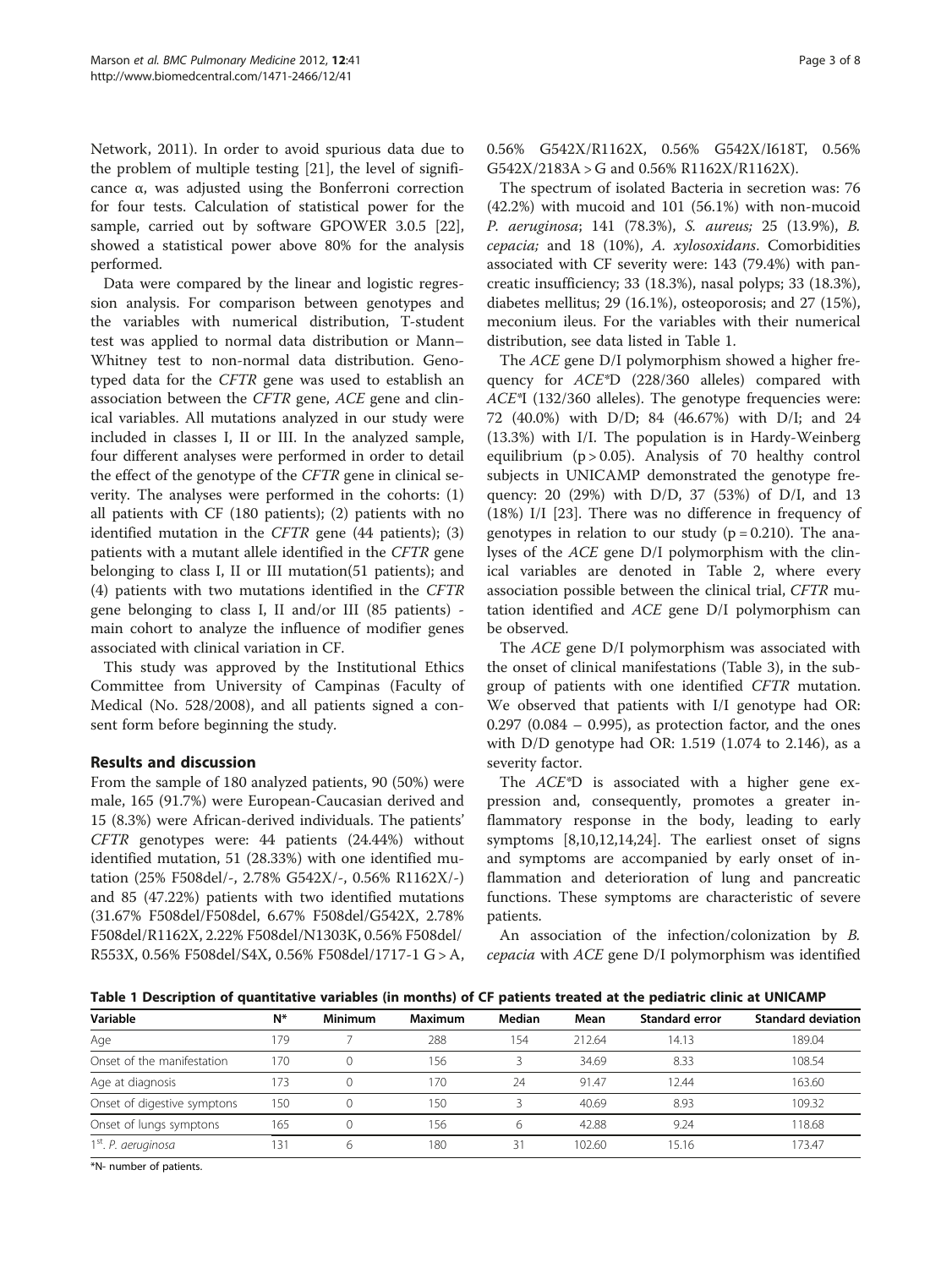Network, 2011). In order to avoid spurious data due to the problem of multiple testing [21], the level of significance α, was adjusted using the Bonferroni correction for four tests. Calculation of statistical power for the sample, carried out by software GPOWER 3.0.5 [22], showed a statistical power above 80% for the analysis performed.

Data were compared by the linear and logistic regression analysis. For comparison between genotypes and the variables with numerical distribution, T-student test was applied to normal data distribution or Mann–Whitney test to non-normal data distribution. Genotyped data for the *CFTR* gene was used to establish an association between the *CFTR* gene, *ACE* gene and clinical variables. All mutations analyzed in our study were included in classes I, II or III. In the analyzed sample, four different analyses were performed in order to detail the effect of the genotype of the *CFTR* gene in clinical severity. The analyses were performed in the cohorts: (1) all patients with CF (180 patients); (2) patients with no identified mutation in the *CFTR* gene (44 patients); (3) patients with a mutant allele identified in the *CFTR* gene belonging to class I, II or III mutation(51 patients); and (4) patients with two mutations identified in the *CFTR* gene belonging to class I, II and/or III (85 patients) - main cohort to analyze the influence of modifier genes associated with clinical variation in CF.

This study was approved by the Institutional Ethics Committee from University of Campinas (Faculty of Medical (No. 528/2008), and all patients signed a consent form before beginning the study.

## Results and discussion

From the sample of 180 analyzed patients, 90 (50%) were male, 165 (91.7%) were European-Caucasian derived and 15 (8.3%) were African-derived individuals. The patients' *CFTR* genotypes were: 44 patients (24.44%) without identified mutation, 51 (28.33%) with one identified mutation (25% F508del/-, 2.78% G542X/-, 0.56% R1162X/-) and 85 (47.22%) patients with two identified mutations (31.67% F508del/F508del, 6.67% F508del/G542X, 2.78% F508del/R1162X, 2.22% F508del/N1303K, 0.56% F508del/R553X, 0.56% F508del/S4X, 0.56% F508del/1717-1 G > A, 0.56% G542X/R1162X, 0.56% G542X/I618T, 0.56% G542X/2183A > G and 0.56% R1162X/R1162X).

The spectrum of isolated Bacteria in secretion was: 76 (42.2%) with mucoid and 101 (56.1%) with non-mucoid *P. aeruginosa*; 141 (78.3%), *S. aureus;* 25 (13.9%), *B. cepacia;* and 18 (10%), *A. xylosoxidans*. Comorbidities associated with CF severity were: 143 (79.4%) with pancreatic insufficiency; 33 (18.3%), nasal polyps; 33 (18.3%), diabetes mellitus; 29 (16.1%), osteoporosis; and 27 (15%), meconium ileus. For the variables with their numerical distribution, see data listed in Table 1.

The *ACE* gene D/I polymorphism showed a higher frequency for *ACE*\*D (228/360 alleles) compared with *ACE*\*I (132/360 alleles). The genotype frequencies were: 72 (40.0%) with D/D; 84 (46.67%) with D/I; and 24 (13.3%) with I/I. The population is in Hardy-Weinberg equilibrium ($p > 0.05$). Analysis of 70 healthy control subjects in UNICAMP demonstrated the genotype frequency: 20 (29%) with D/D, 37 (53%) of D/I, and 13 (18%) I/I [23]. There was no difference in frequency of genotypes in relation to our study ($p = 0.210$). The analyses of the *ACE* gene D/I polymorphism with the clinical variables are denoted in Table 2, where every association possible between the clinical trial, *CFTR* mutation identified and *ACE* gene D/I polymorphism can be observed.

The *ACE* gene D/I polymorphism was associated with the onset of clinical manifestations (Table 3), in the subgroup of patients with one identified *CFTR* mutation. We observed that patients with I/I genotype had OR: 0.297 (0.084 – 0.995), as protection factor, and the ones with D/D genotype had OR: 1.519 (1.074 to 2.146), as a severity factor.

The *ACE*\*D is associated with a higher gene expression and, consequently, promotes a greater inflammatory response in the body, leading to early symptoms [8,10,12,14,24]. The earliest onset of signs and symptoms are accompanied by early onset of inflammation and deterioration of lung and pancreatic functions. These symptoms are characteristic of severe patients.

An association of the infection/colonization by *B. cepacia* with *ACE* gene D/I polymorphism was identified

**Table 1 Description of quantitative variables (in months) of CF patients treated at the pediatric clinic at UNICAMP**

| Variable | N* | Minimum | Maximum | Median | Mean | Standard error | Standard deviation |
|---|---|---|---|---|---|---|---|
| Age | 179 | 7 | 288 | 154 | 212.64 | 14.13 | 189.04 |
| Onset of the manifestation | 170 | 0 | 156 | 3 | 34.69 | 8.33 | 108.54 |
| Age at diagnosis | 173 | 0 | 170 | 24 | 91.47 | 12.44 | 163.60 |
| Onset of digestive symptons | 150 | 0 | 150 | 3 | 40.69 | 8.93 | 109.32 |
| Onset of lungs symptons | 165 | 0 | 156 | 6 | 42.88 | 9.24 | 118.68 |
| 1st. *P. aeruginosa* | 131 | 6 | 180 | 31 | 102.60 | 15.16 | 173.47 |

\*N- number of patients.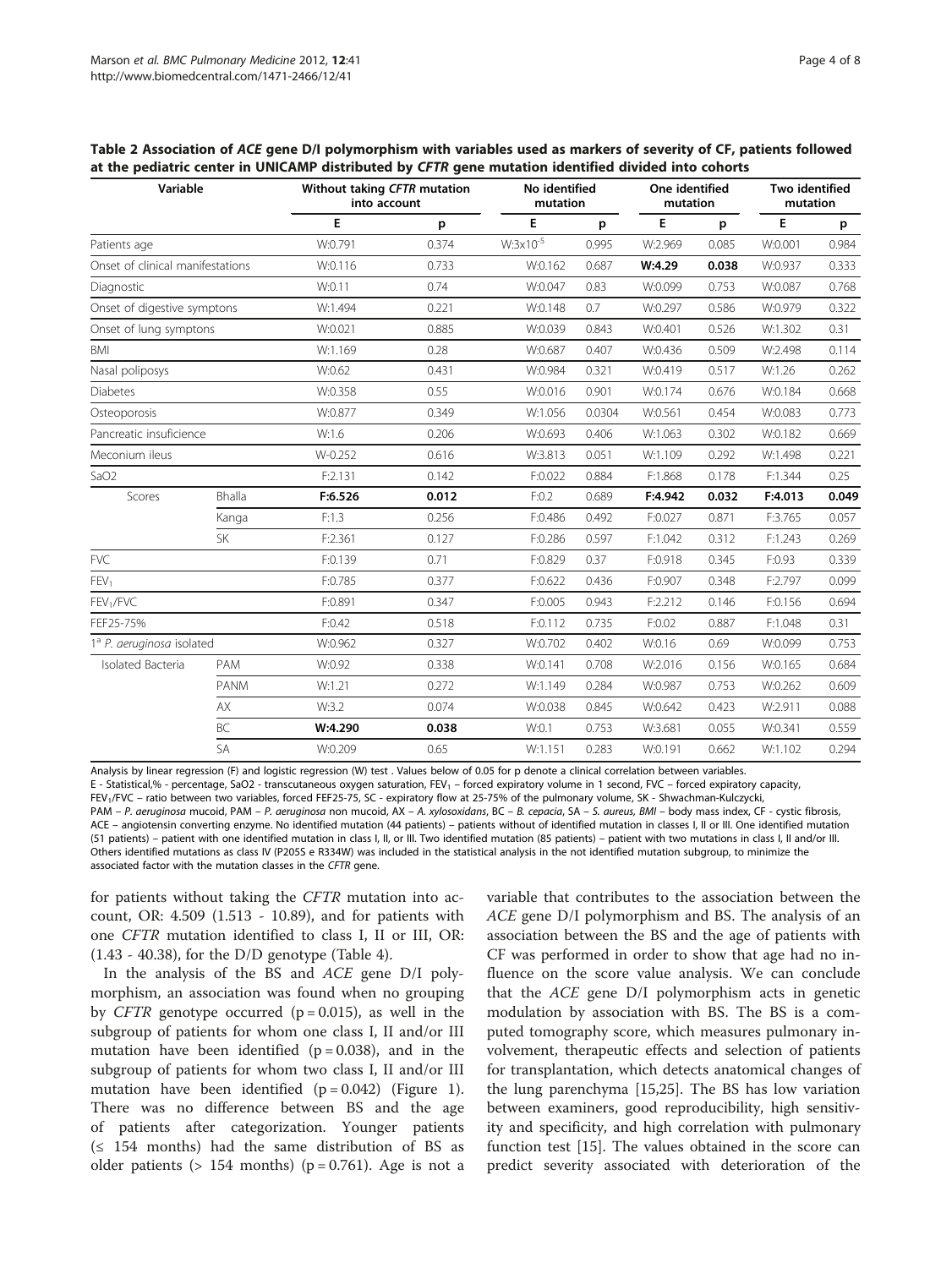**Table 2 Association of *ACE* gene D/I polymorphism with variables used as markers of severity of CF, patients followed at the pediatric center in UNICAMP distributed by *CFTR* gene mutation identified divided into cohorts**

| Variable | | Without taking *CFTR* mutation into account | | No identified mutation | | One identified mutation | | Two identified mutation | |
|---|---|---|---|---|---|---|---|---|---|
| | | E | p | E | p | E | p | E | p |
| Patients age | | W:0.791 | 0.374 | W:3x$10^{-5}$ | 0.995 | W:2.969 | 0.085 | W:0.001 | 0.984 |
| Onset of clinical manifestations | | W:0.116 | 0.733 | W:0.162 | 0.687 | **W:4.29** | **0.038** | W:0.937 | 0.333 |
| Diagnostic | | W:0.11 | 0.74 | W:0.047 | 0.83 | W:0.099 | 0.753 | W:0.087 | 0.768 |
| Onset of digestive symptons | | W:1.494 | 0.221 | W:0.148 | 0.7 | W:0.297 | 0.586 | W:0.979 | 0.322 |
| Onset of lung symptons | | W:0.021 | 0.885 | W:0.039 | 0.843 | W:0.401 | 0.526 | W:1.302 | 0.31 |
| BMI | | W:1.169 | 0.28 | W:0.687 | 0.407 | W:0.436 | 0.509 | W:2.498 | 0.114 |
| Nasal poliposys | | W:0.62 | 0.431 | W:0.984 | 0.321 | W:0.419 | 0.517 | W:1.26 | 0.262 |
| Diabetes | | W:0.358 | 0.55 | W:0.016 | 0.901 | W:0.174 | 0.676 | W:0.184 | 0.668 |
| Osteoporosis | | W:0.877 | 0.349 | W:1.056 | 0.0304 | W:0.561 | 0.454 | W:0.083 | 0.773 |
| Pancreatic insuficience | | W:1.6 | 0.206 | W:0.693 | 0.406 | W:1.063 | 0.302 | W:0.182 | 0.669 |
| Meconium ileus | | W-0.252 | 0.616 | W:3.813 | 0.051 | W:1.109 | 0.292 | W:1.498 | 0.221 |
| SaO2 | | F:2.131 | 0.142 | F:0.022 | 0.884 | F:1.868 | 0.178 | F:1.344 | 0.25 |
| Scores | Bhalla | **F:6.526** | **0.012** | F:0.2 | 0.689 | **F:4.942** | **0.032** | **F:4.013** | **0.049** |
| | Kanga | F:1.3 | 0.256 | F:0.486 | 0.492 | F:0.027 | 0.871 | F:3.765 | 0.057 |
| | SK | F:2.361 | 0.127 | F:0.286 | 0.597 | F:1.042 | 0.312 | F:1.243 | 0.269 |
| FVC | | F:0.139 | 0.71 | F:0.829 | 0.37 | F:0.918 | 0.345 | F:0.93 | 0.339 |
| $FEV_1$ | | F:0.785 | 0.377 | F:0.622 | 0.436 | F:0.907 | 0.348 | F:2.797 | 0.099 |
| $FEV_1$/FVC | | F:0.891 | 0.347 | F:0.005 | 0.943 | F:2.212 | 0.146 | F:0.156 | 0.694 |
| FEF25-75% | | F:0.42 | 0.518 | F:0.112 | 0.735 | F:0.02 | 0.887 | F:1.048 | 0.31 |
| 1ª *P. aeruginosa* isolated | | W:0.962 | 0.327 | W:0.702 | 0.402 | W:0.16 | 0.69 | W:0.099 | 0.753 |
| Isolated Bacteria | PAM | W:0.92 | 0.338 | W:0.141 | 0.708 | W:2.016 | 0.156 | W:0.165 | 0.684 |
| | PANM | W:1.21 | 0.272 | W:1.149 | 0.284 | W:0.987 | 0.753 | W:0.262 | 0.609 |
| | AX | W:3.2 | 0.074 | W:0.038 | 0.845 | W:0.642 | 0.423 | W:2.911 | 0.088 |
| | BC | **W:4.290** | **0.038** | W:0.1 | 0.753 | W:3.681 | 0.055 | W:0.341 | 0.559 |
| | SA | W:0.209 | 0.65 | W:1.151 | 0.283 | W:0.191 | 0.662 | W:1.102 | 0.294 |

Analysis by linear regression (F) and logistic regression (W) test . Values below of 0.05 for p denote a clinical correlation between variables.
E - Statistical,% - percentage, SaO2 - transcutaneous oxygen saturation, $FEV_1$ – forced expiratory volume in 1 second, FVC – forced expiratory capacity, $FEV_1$/FVC – ratio between two variables, forced FEF25-75, SC - expiratory flow at 25-75% of the pulmonary volume, SK - Shwachman-Kulczycki, PAM – *P. aeruginosa* mucoid, PAM – *P. aeruginosa* non mucoid, AX – *A. xylosoxidans*, BC – *B. cepacia*, SA – *S. aureus, BMI* – body mass index, CF - cystic fibrosis, ACE – angiotensin converting enzyme. No identified mutation (44 patients) – patients without of identified mutation in classes I, II or III. One identified mutation (51 patients) – patient with one identified mutation in class I, II, or III. Two identified mutation (85 patients) – patient with two mutations in class I, II and/or III. Others identified mutations as class IV (P205S e R334W) was included in the statistical analysis in the not identified mutation subgroup, to minimize the associated factor with the mutation classes in the *CFTR* gene.

for patients without taking the *CFTR* mutation into account, OR: 4.509 (1.513 - 10.89), and for patients with one *CFTR* mutation identified to class I, II or III, OR: (1.43 - 40.38), for the D/D genotype (Table 4).

In the analysis of the BS and *ACE* gene D/I polymorphism, an association was found when no grouping by *CFTR* genotype occurred (p = 0.015), as well in the subgroup of patients for whom one class I, II and/or III mutation have been identified (p = 0.038), and in the subgroup of patients for whom two class I, II and/or III mutation have been identified (p = 0.042) (Figure 1). There was no difference between BS and the age of patients after categorization. Younger patients (≤ 154 months) had the same distribution of BS as older patients (> 154 months) (p = 0.761). Age is not a variable that contributes to the association between the *ACE* gene D/I polymorphism and BS. The analysis of an association between the BS and the age of patients with CF was performed in order to show that age had no influence on the score value analysis. We can conclude that the *ACE* gene D/I polymorphism acts in genetic modulation by association with BS. The BS is a computed tomography score, which measures pulmonary involvement, therapeutic effects and selection of patients for transplantation, which detects anatomical changes of the lung parenchyma [15,25]. The BS has low variation between examiners, good reproducibility, high sensitivity and specificity, and high correlation with pulmonary function test [15]. The values obtained in the score can predict severity associated with deterioration of the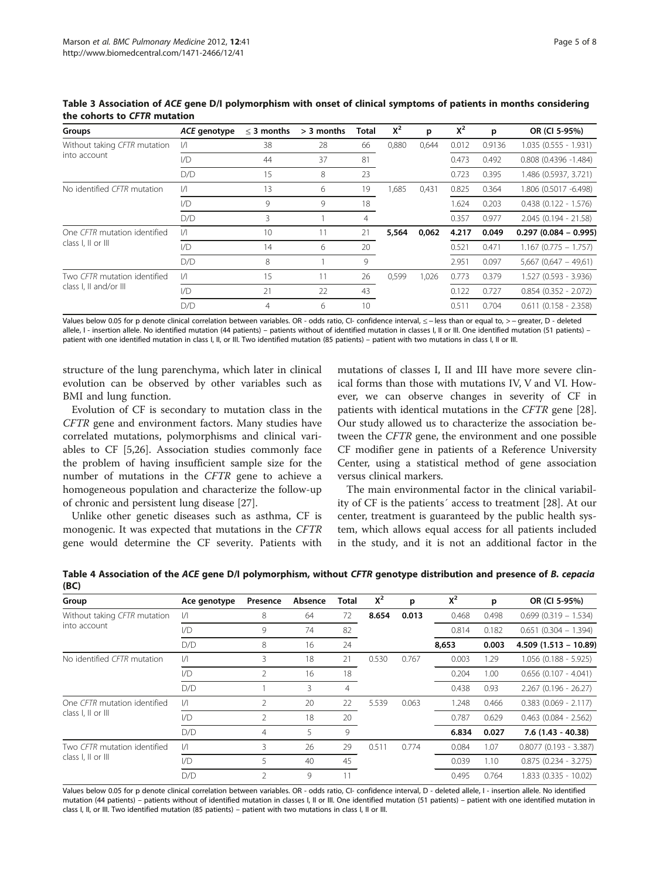**Table 3 Association of *ACE* gene D/I polymorphism with onset of clinical symptoms of patients in months considering the cohorts to *CFTR* mutation**

| Groups | *ACE* genotype | ≤ 3 months | > 3 months | Total | $X^2$ | p | $X^2$ | p | OR (CI 5-95%) |
|---|---|---|---|---|---|---|---|---|---|
| Without taking *CFTR* mutation into account | I/I | 38 | 28 | 66 | 0,880 | 0,644 | 0.012 | 0.9136 | 1.035 (0.555 - 1.931) |
| | I/D | 44 | 37 | 81 | | | 0.473 | 0.492 | 0.808 (0.4396 -1.484) |
| | D/D | 15 | 8 | 23 | | | 0.723 | 0.395 | 1.486 (0.5937, 3.721) |
| No identified *CFTR* mutation | I/I | 13 | 6 | 19 | 1,685 | 0,431 | 0.825 | 0.364 | 1.806 (0.5017 -6.498) |
| | I/D | 9 | 9 | 18 | | | 1.624 | 0.203 | 0.438 (0.122 - 1.576) |
| | D/D | 3 | 1 | 4 | | | 0.357 | 0.977 | 2.045 (0.194 - 21.58) |
| One *CFTR* mutation identified class I, II or III | I/I | 10 | 11 | 21 | **5,564** | **0,062** | **4.217** | **0.049** | **0.297 (0.084 – 0.995)** |
| | I/D | 14 | 6 | 20 | | | 0.521 | 0.471 | 1.167 (0.775 – 1.757) |
| | D/D | 8 | 1 | 9 | | | 2.951 | 0.097 | 5,667 (0,647 – 49,61) |
| Two *CFTR* mutation identified class I, II and/or III | I/I | 15 | 11 | 26 | 0,599 | 1,026 | 0.773 | 0.379 | 1.527 (0.593 - 3.936) |
| | I/D | 21 | 22 | 43 | | | 0.122 | 0.727 | 0.854 (0.352 - 2.072) |
| | D/D | 4 | 6 | 10 | | | 0.511 | 0.704 | 0.611 (0.158 - 2.358) |

Values below 0.05 for p denote clinical correlation between variables. OR - odds ratio, CI- confidence interval, ≤ – less than or equal to, > – greater, D - deleted allele, I - insertion allele. No identified mutation (44 patients) – patients without of identified mutation in classes I, II or III. One identified mutation (51 patients) – patient with one identified mutation in class I, II, or III. Two identified mutation (85 patients) – patient with two mutations in class I, II or III.

structure of the lung parenchyma, which later in clinical evolution can be observed by other variables such as BMI and lung function.

Evolution of CF is secondary to mutation class in the *CFTR* gene and environment factors. Many studies have correlated mutations, polymorphisms and clinical variables to CF [5,26]. Association studies commonly face the problem of having insufficient sample size for the number of mutations in the *CFTR* gene to achieve a homogeneous population and characterize the follow-up of chronic and persistent lung disease [27].

Unlike other genetic diseases such as asthma, CF is monogenic. It was expected that mutations in the *CFTR* gene would determine the CF severity. Patients with mutations of classes I, II and III have more severe clinical forms than those with mutations IV, V and VI. However, we can observe changes in severity of CF in patients with identical mutations in the *CFTR* gene [28]. Our study allowed us to characterize the association between the *CFTR* gene, the environment and one possible CF modifier gene in patients of a Reference University Center, using a statistical method of gene association versus clinical markers.

The main environmental factor in the clinical variability of CF is the patients´ access to treatment [28]. At our center, treatment is guaranteed by the public health system, which allows equal access for all patients included in the study, and it is not an additional factor in the

**Table 4 Association of the *ACE* gene D/I polymorphism, without *CFTR* genotype distribution and presence of *B. cepacia* (BC)**

| Group | Ace genotype | Presence | Absence | Total | $X^2$ | p | $X^2$ | p | OR (CI 5-95%) |
|---|---|---|---|---|---|---|---|---|---|
| Without taking *CFTR* mutation into account | I/I | 8 | 64 | 72 | **8.654** | **0.013** | 0.468 | 0.498 | 0.699 (0.319 – 1.534) |
| | I/D | 9 | 74 | 82 | | | 0.814 | 0.182 | 0.651 (0.304 – 1.394) |
| | D/D | 8 | 16 | 24 | | | **8,653** | **0.003** | **4.509 (1.513 – 10.89)** |
| No identified *CFTR* mutation | I/I | 3 | 18 | 21 | 0.530 | 0.767 | 0.003 | 1.29 | 1.056 (0.188 - 5.925) |
| | I/D | 2 | 16 | 18 | | | 0.204 | 1.00 | 0.656 (0.107 - 4.041) |
| | D/D | 1 | 3 | 4 | | | 0.438 | 0.93 | 2.267 (0.196 - 26.27) |
| One *CFTR* mutation identified class I, II or III | I/I | 2 | 20 | 22 | 5.539 | 0.063 | 1.248 | 0.466 | 0.383 (0.069 - 2.117) |
| | I/D | 2 | 18 | 20 | | | 0.787 | 0.629 | 0.463 (0.084 - 2.562) |
| | D/D | 4 | 5 | 9 | | | **6.834** | **0.027** | **7.6 (1.43 - 40.38)** |
| Two *CFTR* mutation identified class I, II or III | I/I | 3 | 26 | 29 | 0.511 | 0.774 | 0.084 | 1.07 | 0.8077 (0.193 - 3.387) |
| | I/D | 5 | 40 | 45 | | | 0.039 | 1.10 | 0.875 (0.234 - 3.275) |
| | D/D | 2 | 9 | 11 | | | 0.495 | 0.764 | 1.833 (0.335 - 10.02) |

Values below 0.05 for p denote clinical correlation between variables. OR - odds ratio, CI- confidence interval, D - deleted allele, I - insertion allele. No identified mutation (44 patients) – patients without of identified mutation in classes I, II or III. One identified mutation (51 patients) – patient with one identified mutation in class I, II, or III. Two identified mutation (85 patients) – patient with two mutations in class I, II or III.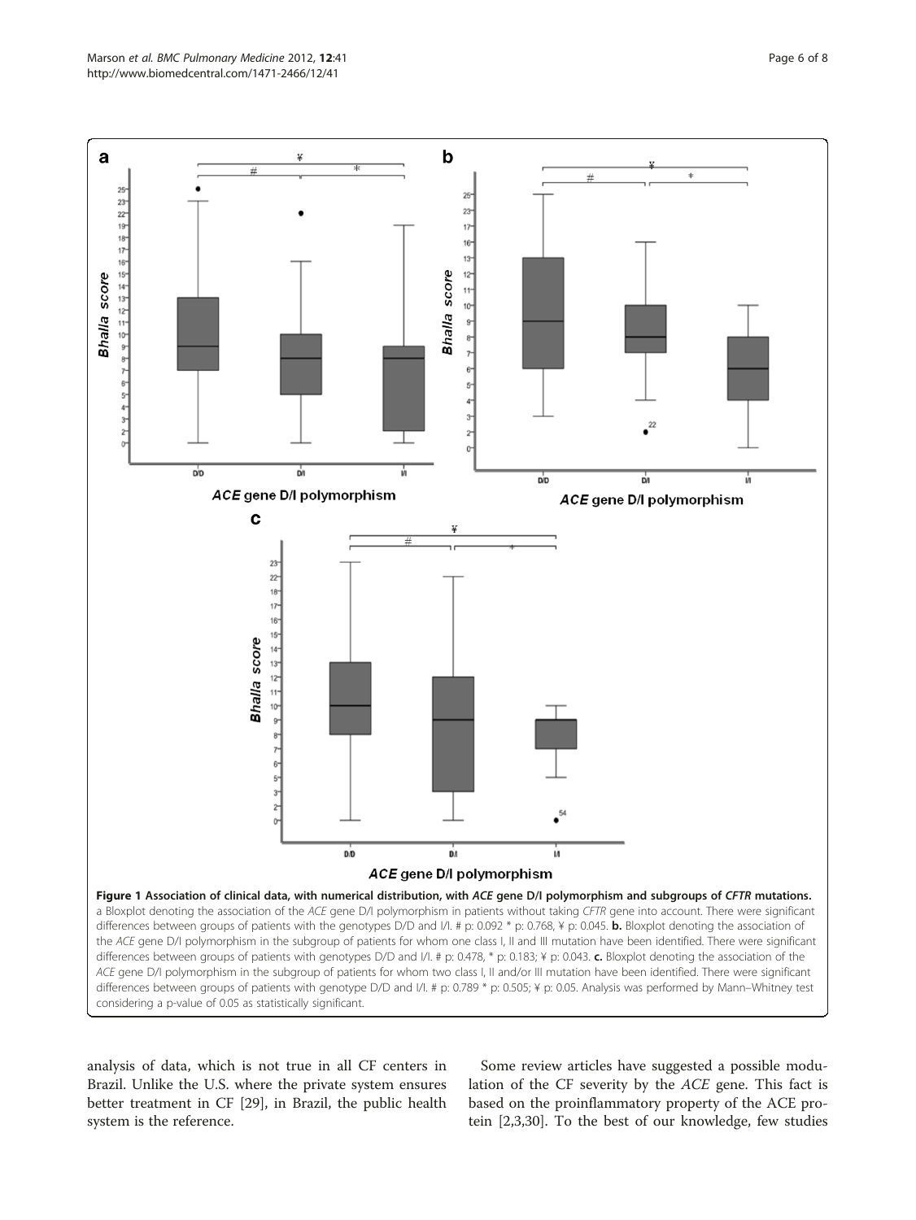**Figure 1 Association of clinical data, with numerical distribution, with *ACE* gene D/I polymorphism and subgroups of *CFTR* mutations.** a Bloxplot denoting the association of the *ACE* gene D/I polymorphism in patients without taking *CFTR* gene into account. There were significant differences between groups of patients with the genotypes D/D and I/I. # p: 0.092 * p: 0.768, ¥ p: 0.045. **b.** Bloxplot denoting the association of the *ACE* gene D/I polymorphism in the subgroup of patients for whom one class I, II and III mutation have been identified. There were significant differences between groups of patients with genotypes D/D and I/I. # p: 0.478, * p: 0.183; ¥ p: 0.043. **c.** Bloxplot denoting the association of the *ACE* gene D/I polymorphism in the subgroup of patients for whom two class I, II and/or III mutation have been identified. There were significant differences between groups of patients with genotype D/D and I/I. # p: 0.789 * p: 0.505; ¥ p: 0.05. Analysis was performed by Mann–Whitney test considering a p-value of 0.05 as statistically significant.

analysis of data, which is not true in all CF centers in Brazil. Unlike the U.S. where the private system ensures better treatment in CF [29], in Brazil, the public health system is the reference.

Some review articles have suggested a possible modulation of the CF severity by the *ACE* gene. This fact is based on the proinflammatory property of the ACE protein [2,3,30]. To the best of our knowledge, few studies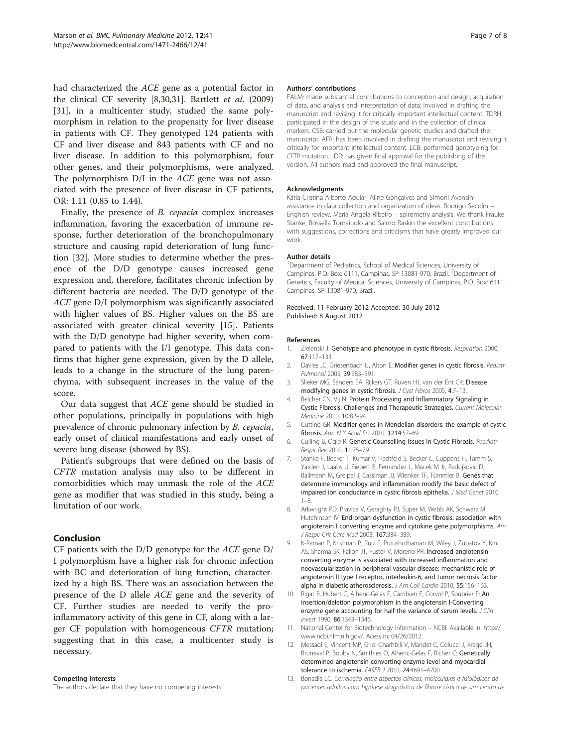had characterized the *ACE* gene as a potential factor in the clinical CF severity [8,30,31]. Bartlett *et al*. (2009) [31], in a multicenter study, studied the same polymorphism in relation to the propensity for liver disease in patients with CF. They genotyped 124 patients with CF and liver disease and 843 patients with CF and no liver disease. In addition to this polymorphism, four other genes, and their polymorphisms, were analyzed. The polymorphism D/I in the *ACE* gene was not associated with the presence of liver disease in CF patients, OR: 1.11 (0.85 to 1.44).

Finally, the presence of *B. cepacia* complex increases inflammation, favoring the exacerbation of immune response, further deterioration of the bronchopulmonary structure and causing rapid deterioration of lung function [32]. More studies to determine whether the presence of the D/D genotype causes increased gene expression and, therefore, facilitates chronic infection by different bacteria are needed. The D/D genotype of the *ACE* gene D/I polymorphism was significantly associated with higher values of BS. Higher values on the BS are associated with greater clinical severity [15]. Patients with the D/D genotype had higher severity, when compared to patients with the I/I genotype. This data confirms that higher gene expression, given by the D allele, leads to a change in the structure of the lung parenchyma, with subsequent increases in the value of the score.

Our data suggest that *ACE* gene should be studied in other populations, principally in populations with high prevalence of chronic pulmonary infection by *B. cepacia*, early onset of clinical manifestations and early onset of severe lung disease (showed by BS).

Patient's subgroups that were defined on the basis of *CFTR* mutation analysis may also to be different in comorbidities which may unmask the role of the *ACE* gene as modifier that was studied in this study, being a limitation of our work.

## Conclusion

CF patients with the D/D genotype for the *ACE* gene D/I polymorphism have a higher risk for chronic infection with BC and deterioration of lung function, characterized by a high BS. There was an association between the presence of the D allele *ACE* gene and the severity of CF. Further studies are needed to verify the pro-inflammatory activity of this gene in CF, along with a larger CF population with homogeneous *CFTR* mutation; suggesting that in this case, a multicenter study is necessary.

#### Competing interests

The authors declare that they have no competing interests.

#### Authors' contributions

FALM: made substantial contributions to conception and design, acquisition of data, and analysis and interpretation of data; involved in drafting the manuscript and revising it for critically important intellectual content. TDRH: participated in the design of the study and in the collection of clinical markers. CSB: carried out the molecular genetic studies and drafted the manuscript. AFR: has been involved in drafting the manuscript and revising it critically for important intellectual content. LCB: performed genotyping for *CFTR* mutation. JDR: has given final approval for the publishing of this version. All authors read and approved the final manuscript.

#### Acknowledgments

Kátia Cristina Alberto Aguiar, Aline Gonçalves and Simoni Avansini – assistance in data collection and organization of ideas. Rodrigo Secolin – Enghish review. Maria Angela Ribeiro – spirometry analysis. We thank Frauke Stanke, Rossella Tomaiuolo and Salmo Raskin the excellent contributions with suggestions, corrections and criticisms that have greatly improved our work.

#### Author details

[1]Department of Pediatrics, School of Medical Sciences, University of Campinas, P.O. Box: 6111, Campinas, SP 13081-970, Brazil. [2]Department of Genetics, Faculty of Medical Sciences, University of Campinas, P.O. Box: 6111, Campinas, SP 13081-970, Brazil.

Received: 11 February 2012 Accepted: 30 July 2012
Published: 8 August 2012

#### References

1. Zielenski J: **Genotype and phenotype in cystic fibrosis.** *Respiration* 2000, **67**:117–133.
2. Davies JC, Griesenbach U, Alton E: **Modifier genes in cystic fibrosis.** *Pediatr Pulmonol* 2005, **39**:383–391.
3. Slieker MG, Sanders EA, Rijkers GT, Ruven HJ, van der Ent CK: **Disease modifying genes in cystic fibrosis.** *J Cyst Fibros* 2005, **4**:7–13.
4. Belcher CN, Vij N: **Protein Processing and Inflammatory Signaling in Cystic Fibrosis: Challenges and Therapeutic Strategies.** *Current Molecular Medicine* 2010, **10**:82–94.
5. Cutting GR: **Modifier genes in Mendelian disorders: the example of cystic fibrosis.** *Ann N Y Acad Sci* 2010, **1214**:57–69.
6. Culling B, Ogle R: **Genetic Counselling Issues in Cystic Fibrosis.** *Paediatr Respir Rev* 2010, **11**:75–79.
7. Stanke F, Becker T, Kumar V, Hedtfeld S, Becker C, Cuppens H, Tamm S, Yarden J, Laabs U, Siebert B, Fernandez L, Macek M Jr, Radojkovic D, Ballmann M, Greipel J, Cassiman JJ, Wienker TF, Tümmler B: **Genes that determine immunology and inflammation modify the basic defect of impaired ion conductance in cystic fibrosis epithelia.** *J Med Genet* 2010, 1–8.
8. Arkwright PD, Pravica V, Geraghty PJ, Super M, Webb AK, Schwarz M, Hutchinson IV: **End-organ dysfunction in cystic fibrosis: association with angiotensin I converting enzyme and cytokine gene polymorphisms.** *Am J Respir Crit Care Med* 2003, **167**:384–389.
9. K-Raman P, Krishnan P, Ruiz F, Purushothaman M, Wiley J, Zubatov Y, Kini AS, Sharma SK, Fallon JT, Fuster V, Moreno PR: **Increased angiotensin converting enzyme is associated with increased inflammation and neovascularization in peripheral vascular disease: mechanistic role of angiotensin II type I receptor, interleukin-6, and tumor necrosis factor alpha in diabetic atherosclerosis.** *J Am Coll Cardio* 2010, **55**:156–163.
10. Rigat B, Hubert C, Alhenc-Gelas F, Cambien F, Corvol P, Soubrier F: **An insertion/deletion polymorphism in the angiotensin I-Converting enzyme gene accounting for half the variance of serum levels.** *J Clin Invest* 1990, **86**:1343–1346.
11. National Center for Biotechnology Information – NCBI: Available in: http://www.ncbi.nlm.nih.gov/. Acess in: 04/26/2012.
12. Messadi E, Vincent MP, Griol-Charhbili V, Mandet C, Colucci J, Krege JH, Bruneval P, Bouby N, Smithies O, Alhenc-Gelas F, Richer C: **Genetically determined angiotensin converting enzyme level and myocardial tolerance to ischemia.** *FASEB J* 2010, **24**:4691–4700.
13. Bonadia LC: *Correlação entre aspectos clínicos, moleculares e fisiológicos de pacientes adultos com hipótese diagnóstica de fibrose cística de um centro de*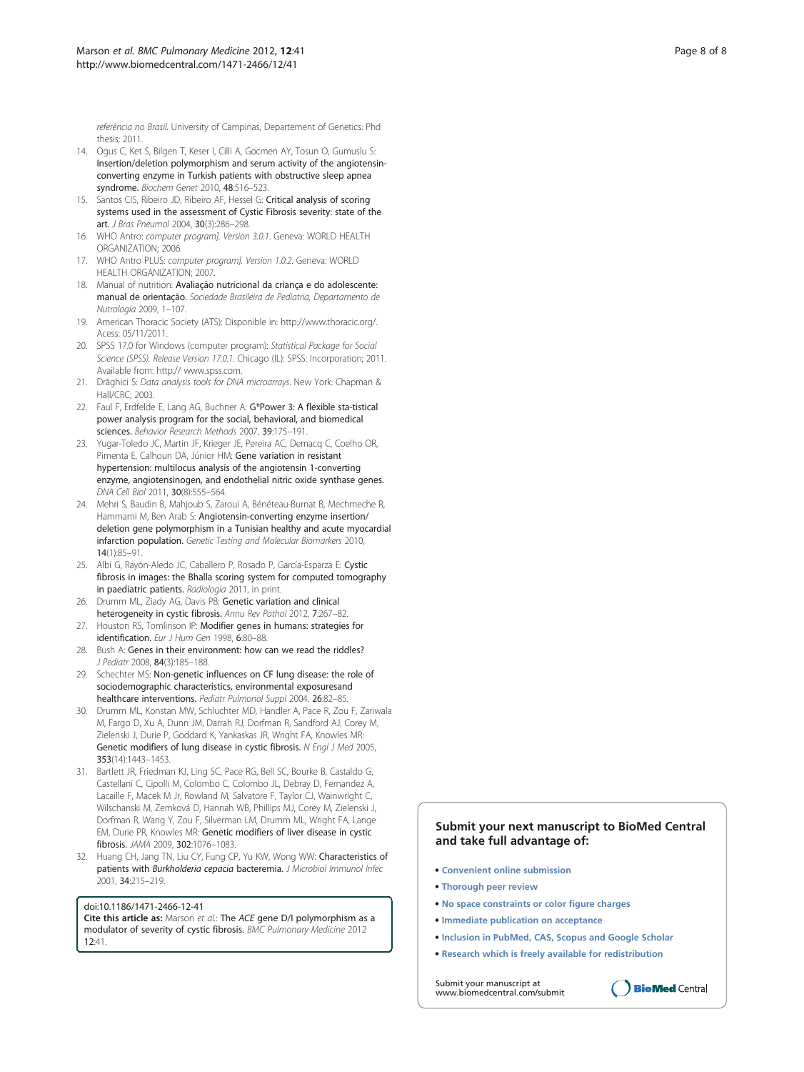referência no Brasil. University of Campinas, Departement of Genetics: Phd thesis; 2011.

14. Ogus C, Ket S, Bilgen T, Keser I, Cilli A, Gocmen AY, Tosun O, Gumuslu S: **Insertion/deletion polymorphism and serum activity of the angiotensin-converting enzyme in Turkish patients with obstructive sleep apnea syndrome.** *Biochem Genet* 2010, **48**:516–523.
15. Santos CIS, Ribeiro JD, Ribeiro AF, Hessel G: **Critical analysis of scoring systems used in the assessment of Cystic Fibrosis severity: state of the art.** *J Bras Pneumol* 2004, **30**(3):286–298.
16. WHO Antro: *computer program]. Version 3.0.1*. Geneva: WORLD HEALTH ORGANIZATION; 2006.
17. WHO Antro PLUS: *computer program]. Version 1.0.2*. Geneva: WORLD HEALTH ORGANIZATION; 2007.
18. Manual of nutrition: **Avaliação nutricional da criança e do adolescente: manual de orientação.** *Sociedade Brasileira de Pediatria, Departamento de Nutrologia* 2009, 1–107.
19. American Thoracic Society (ATS): Disponible in: http://www.thoracic.org/. Acess: 05/11/2011.
20. SPSS 17.0 for Windows (computer program): *Statistical Package for Social Science (SPSS). Release Version 17.0.1*. Chicago (IL): SPSS: Incorporation; 2011. Available from: http:// www.spss.com.
21. Drăghici S: *Data analysis tools for DNA microarrays*. New York: Chapman & Hall/CRC; 2003.
22. Faul F, Erdfelde E, Lang AG, Buchner A: **G*Power 3: A flexible sta-tistical power analysis program for the social, behavioral, and biomedical sciences.** *Behavior Research Methods* 2007, **39**:175–191.
23. Yugar-Toledo JC, Martin JF, Krieger JE, Pereira AC, Demacq C, Coelho OR, Pimenta E, Calhoun DA, Júnior HM: **Gene variation in resistant hypertension: multilocus analysis of the angiotensin 1-converting enzyme, angiotensinogen, and endothelial nitric oxide synthase genes.** *DNA Cell Biol* 2011, **30**(8):555–564.
24. Mehri S, Baudin B, Mahjoub S, Zaroui A, Bénéteau-Burnat B, Mechmeche R, Hammami M, Ben Arab S: **Angiotensin-converting enzyme insertion/deletion gene polymorphism in a Tunisian healthy and acute myocardial infarction population.** *Genetic Testing and Molecular Biomarkers* 2010, **14**(1):85–91.
25. Albi G, Rayón-Aledo JC, Caballero P, Rosado P, García-Esparza E: **Cystic fibrosis in images: the Bhalla scoring system for computed tomography in paediatric patients.** *Radiologia* 2011, in print.
26. Drumm ML, Ziady AG, Davis PB: **Genetic variation and clinical heterogeneity in cystic fibrosis.** *Annu Rev Pathol* 2012, **7**:267–82.
27. Houston RS, Tomlinson IP: **Modifier genes in humans: strategies for identification.** *Eur J Hum Gen* 1998, **6**:80–88.
28. Bush A: **Genes in their environment: how can we read the riddles?** *J Pediatr* 2008, **84**(3):185–188.
29. Schechter MS: **Non-genetic influences on CF lung disease: the role of sociodemographic characteristics, environmental exposuresand healthcare interventions.** *Pediatr Pulmonol Suppl* 2004, **26**:82–85.
30. Drumm ML, Konstan MW, Schluchter MD, Handler A, Pace R, Zou F, Zariwala M, Fargo D, Xu A, Dunn JM, Darrah RJ, Dorfman R, Sandford AJ, Corey M, Zielenski J, Durie P, Goddard K, Yankaskas JR, Wright FA, Knowles MR: **Genetic modifiers of lung disease in cystic fibrosis.** *N Engl J Med* 2005, **353**(14):1443–1453.
31. Bartlett JR, Friedman KJ, Ling SC, Pace RG, Bell SC, Bourke B, Castaldo G, Castellani C, Cipolli M, Colombo C, Colombo JL, Debray D, Fernandez A, Lacaille F, Macek M Jr, Rowland M, Salvatore F, Taylor CJ, Wainwright C, Wilschanski M, Zemková D, Hannah WB, Phillips MJ, Corey M, Zielenski J, Dorfman R, Wang Y, Zou F, Silverman LM, Drumm ML, Wright FA, Lange EM, Durie PR, Knowles MR: **Genetic modifiers of liver disease in cystic fibrosis.** *JAMA* 2009, **302**:1076–1083.
32. Huang CH, Jang TN, Liu CY, Fung CP, Yu KW, Wong WW: **Characteristics of patients with *Burkholderia cepacia* bacteremia.** *J Microbiol Immunol Infec* 2001, **34**:215–219.

doi:10.1186/1471-2466-12-41
**Cite this article as:** Marson *et al.*: The *ACE* gene D/I polymorphism as a modulator of severity of cystic fibrosis. *BMC Pulmonary Medicine* 2012 **12**:41.

**Submit your next manuscript to BioMed Central and take full advantage of:**

- Convenient online submission
- Thorough peer review
- No space constraints or color figure charges
- Immediate publication on acceptance
- Inclusion in PubMed, CAS, Scopus and Google Scholar
- Research which is freely available for redistribution

Submit your manuscript at www.biomedcentral.com/submit

BioMed Central